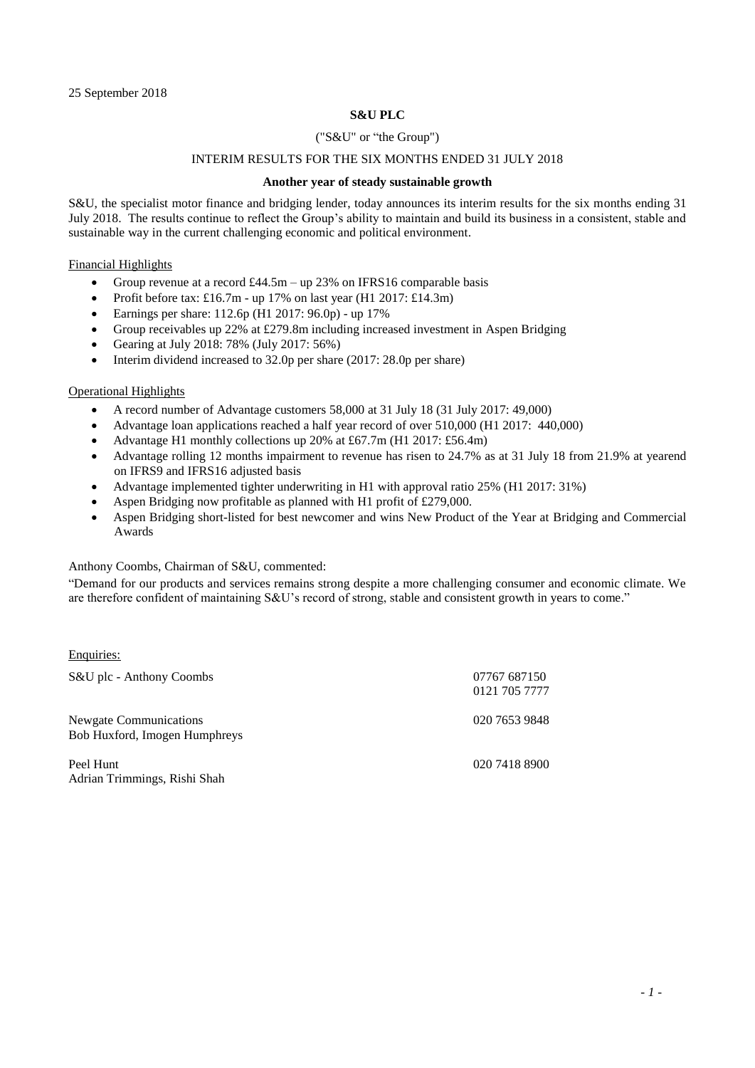25 September 2018

**S&U PLC**

("S&U" or "the Group")

INTERIM RESULTS FOR THE SIX MONTHS ENDED 31 JULY 2018

**Another year of steady sustainable growth**

S&U, the specialist motor finance and bridging lender, today announces its interim results for the six months ending 31 July 2018. The results continue to reflect the Group's ability to maintain and build its business in a consistent, stable and sustainable way in the current challenging economic and political environment.

Financial Highlights

- Group revenue at a record £44.5m – up 23% on IFRS16 comparable basis
- Profit before tax: £16.7m - up 17% on last year (H1 2017: £14.3m)
- Earnings per share: 112.6p (H1 2017: 96.0p) - up 17%
- Group receivables up 22% at £279.8m including increased investment in Aspen Bridging
- Gearing at July 2018: 78% (July 2017: 56%)
- Interim dividend increased to 32.0p per share (2017: 28.0p per share)

Operational Highlights

- A record number of Advantage customers 58,000 at 31 July 18 (31 July 2017: 49,000)
- Advantage loan applications reached a half year record of over 510,000 (H1 2017: 440,000)
- Advantage H1 monthly collections up 20% at £67.7m (H1 2017: £56.4m)
- Advantage rolling 12 months impairment to revenue has risen to 24.7% as at 31 July 18 from 21.9% at yearend on IFRS9 and IFRS16 adjusted basis
- Advantage implemented tighter underwriting in H1 with approval ratio 25% (H1 2017: 31%)
- Aspen Bridging now profitable as planned with H1 profit of £279,000.
- Aspen Bridging short-listed for best newcomer and wins New Product of the Year at Bridging and Commercial Awards

Anthony Coombs, Chairman of S&U, commented:

"Demand for our products and services remains strong despite a more challenging consumer and economic climate. We are therefore confident of maintaining S&U's record of strong, stable and consistent growth in years to come."

Enquiries:

| | |
|---|---|
| S&U plc - Anthony Coombs | 07767 687150<br>0121 705 7777 |
| Newgate Communications<br>Bob Huxford, Imogen Humphreys | 020 7653 9848 |
| Peel Hunt<br>Adrian Trimmings, Rishi Shah | 020 7418 8900 |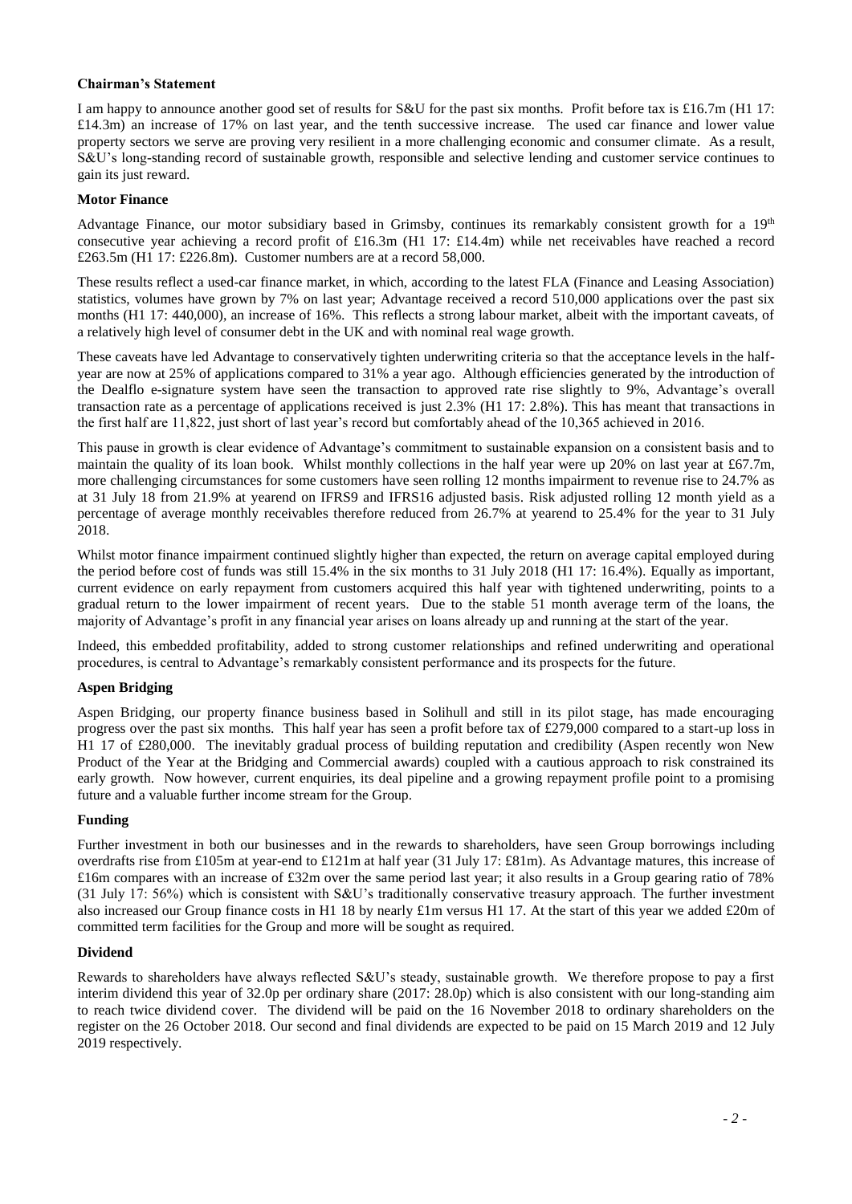**Chairman's Statement**

I am happy to announce another good set of results for S&U for the past six months. Profit before tax is £16.7m (H1 17: £14.3m) an increase of 17% on last year, and the tenth successive increase. The used car finance and lower value property sectors we serve are proving very resilient in a more challenging economic and consumer climate. As a result, S&U's long-standing record of sustainable growth, responsible and selective lending and customer service continues to gain its just reward.

**Motor Finance**

Advantage Finance, our motor subsidiary based in Grimsby, continues its remarkably consistent growth for a 19th consecutive year achieving a record profit of £16.3m (H1 17: £14.4m) while net receivables have reached a record £263.5m (H1 17: £226.8m). Customer numbers are at a record 58,000.

These results reflect a used-car finance market, in which, according to the latest FLA (Finance and Leasing Association) statistics, volumes have grown by 7% on last year; Advantage received a record 510,000 applications over the past six months (H1 17: 440,000), an increase of 16%. This reflects a strong labour market, albeit with the important caveats, of a relatively high level of consumer debt in the UK and with nominal real wage growth.

These caveats have led Advantage to conservatively tighten underwriting criteria so that the acceptance levels in the half-year are now at 25% of applications compared to 31% a year ago. Although efficiencies generated by the introduction of the Dealflo e-signature system have seen the transaction to approved rate rise slightly to 9%, Advantage's overall transaction rate as a percentage of applications received is just 2.3% (H1 17: 2.8%). This has meant that transactions in the first half are 11,822, just short of last year's record but comfortably ahead of the 10,365 achieved in 2016.

This pause in growth is clear evidence of Advantage's commitment to sustainable expansion on a consistent basis and to maintain the quality of its loan book. Whilst monthly collections in the half year were up 20% on last year at £67.7m, more challenging circumstances for some customers have seen rolling 12 months impairment to revenue rise to 24.7% as at 31 July 18 from 21.9% at yearend on IFRS9 and IFRS16 adjusted basis. Risk adjusted rolling 12 month yield as a percentage of average monthly receivables therefore reduced from 26.7% at yearend to 25.4% for the year to 31 July 2018.

Whilst motor finance impairment continued slightly higher than expected, the return on average capital employed during the period before cost of funds was still 15.4% in the six months to 31 July 2018 (H1 17: 16.4%). Equally as important, current evidence on early repayment from customers acquired this half year with tightened underwriting, points to a gradual return to the lower impairment of recent years. Due to the stable 51 month average term of the loans, the majority of Advantage's profit in any financial year arises on loans already up and running at the start of the year.

Indeed, this embedded profitability, added to strong customer relationships and refined underwriting and operational procedures, is central to Advantage's remarkably consistent performance and its prospects for the future.

**Aspen Bridging**

Aspen Bridging, our property finance business based in Solihull and still in its pilot stage, has made encouraging progress over the past six months. This half year has seen a profit before tax of £279,000 compared to a start-up loss in H1 17 of £280,000. The inevitably gradual process of building reputation and credibility (Aspen recently won New Product of the Year at the Bridging and Commercial awards) coupled with a cautious approach to risk constrained its early growth. Now however, current enquiries, its deal pipeline and a growing repayment profile point to a promising future and a valuable further income stream for the Group.

**Funding**

Further investment in both our businesses and in the rewards to shareholders, have seen Group borrowings including overdrafts rise from £105m at year-end to £121m at half year (31 July 17: £81m). As Advantage matures, this increase of £16m compares with an increase of £32m over the same period last year; it also results in a Group gearing ratio of 78% (31 July 17: 56%) which is consistent with S&U's traditionally conservative treasury approach. The further investment also increased our Group finance costs in H1 18 by nearly £1m versus H1 17. At the start of this year we added £20m of committed term facilities for the Group and more will be sought as required.

**Dividend**

Rewards to shareholders have always reflected S&U's steady, sustainable growth. We therefore propose to pay a first interim dividend this year of 32.0p per ordinary share (2017: 28.0p) which is also consistent with our long-standing aim to reach twice dividend cover. The dividend will be paid on the 16 November 2018 to ordinary shareholders on the register on the 26 October 2018. Our second and final dividends are expected to be paid on 15 March 2019 and 12 July 2019 respectively.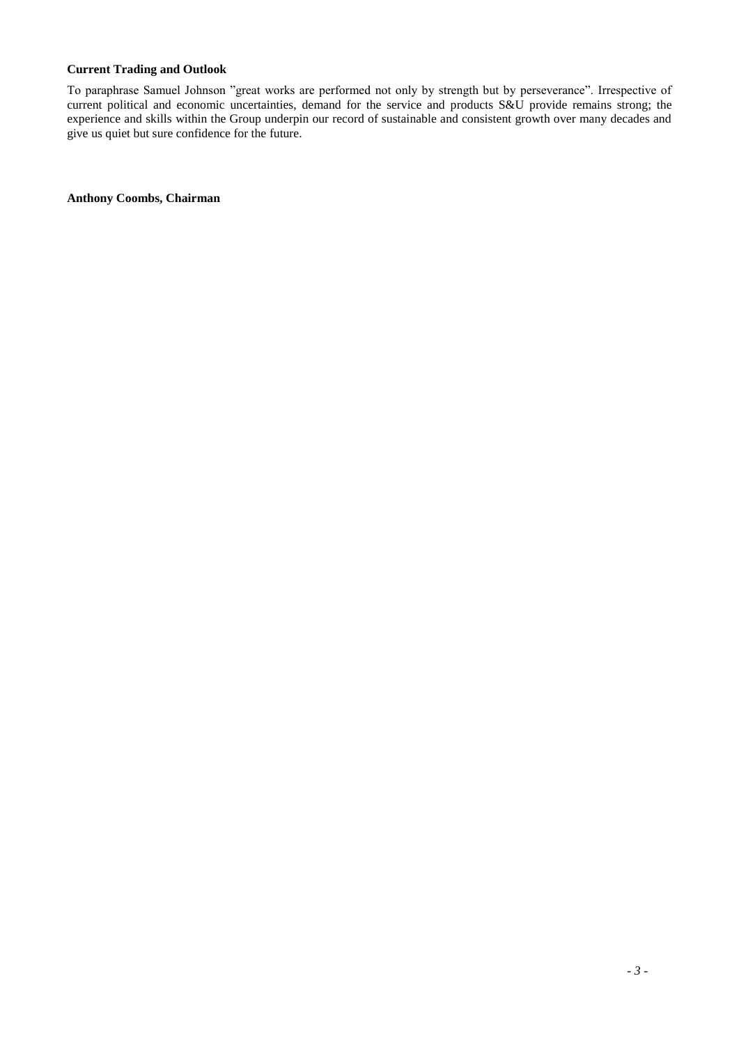**Current Trading and Outlook**

To paraphrase Samuel Johnson "great works are performed not only by strength but by perseverance". Irrespective of current political and economic uncertainties, demand for the service and products S&U provide remains strong; the experience and skills within the Group underpin our record of sustainable and consistent growth over many decades and give us quiet but sure confidence for the future.

**Anthony Coombs, Chairman**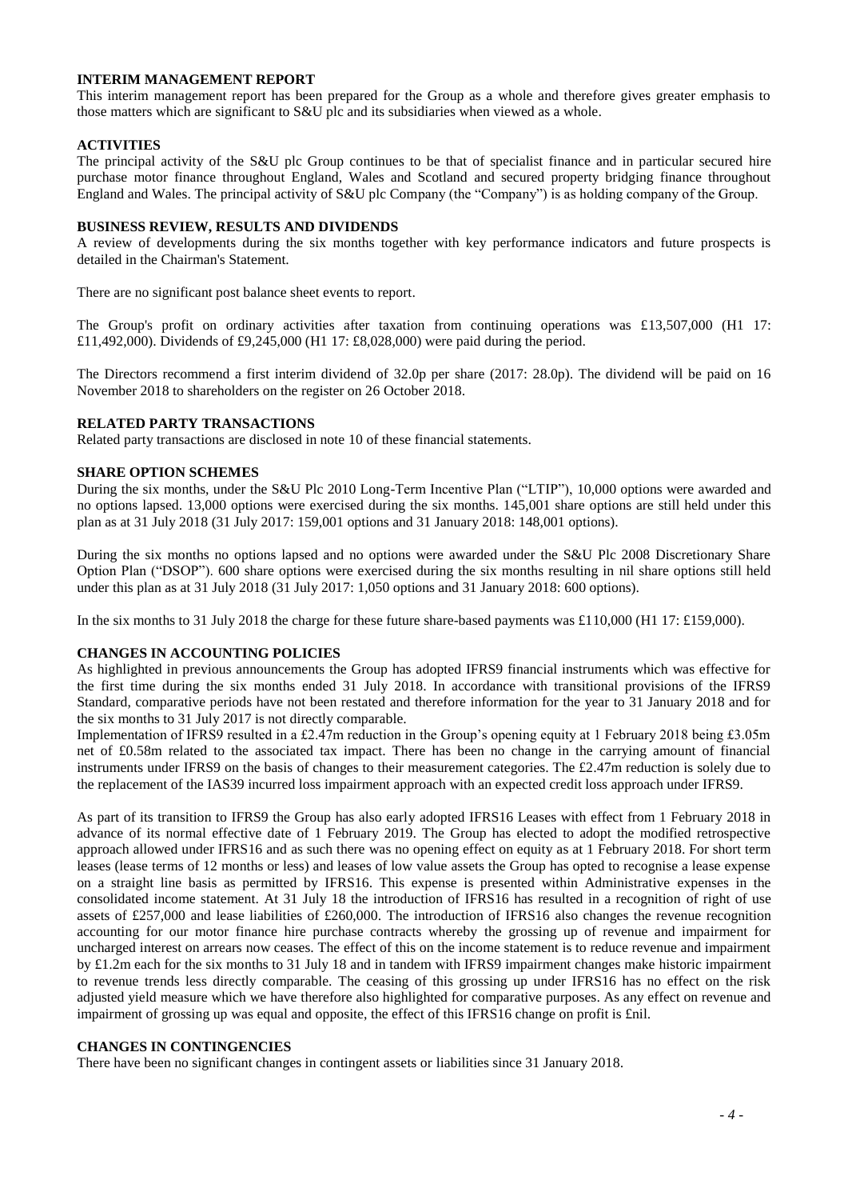## INTERIM MANAGEMENT REPORT

This interim management report has been prepared for the Group as a whole and therefore gives greater emphasis to those matters which are significant to S&U plc and its subsidiaries when viewed as a whole.

## ACTIVITIES

The principal activity of the S&U plc Group continues to be that of specialist finance and in particular secured hire purchase motor finance throughout England, Wales and Scotland and secured property bridging finance throughout England and Wales. The principal activity of S&U plc Company (the "Company") is as holding company of the Group.

## BUSINESS REVIEW, RESULTS AND DIVIDENDS

A review of developments during the six months together with key performance indicators and future prospects is detailed in the Chairman's Statement.

There are no significant post balance sheet events to report.

The Group's profit on ordinary activities after taxation from continuing operations was £13,507,000 (H1 17: £11,492,000). Dividends of £9,245,000 (H1 17: £8,028,000) were paid during the period.

The Directors recommend a first interim dividend of 32.0p per share (2017: 28.0p). The dividend will be paid on 16 November 2018 to shareholders on the register on 26 October 2018.

## RELATED PARTY TRANSACTIONS

Related party transactions are disclosed in note 10 of these financial statements.

## SHARE OPTION SCHEMES

During the six months, under the S&U Plc 2010 Long-Term Incentive Plan ("LTIP"), 10,000 options were awarded and no options lapsed. 13,000 options were exercised during the six months. 145,001 share options are still held under this plan as at 31 July 2018 (31 July 2017: 159,001 options and 31 January 2018: 148,001 options).

During the six months no options lapsed and no options were awarded under the S&U Plc 2008 Discretionary Share Option Plan ("DSOP"). 600 share options were exercised during the six months resulting in nil share options still held under this plan as at 31 July 2018 (31 July 2017: 1,050 options and 31 January 2018: 600 options).

In the six months to 31 July 2018 the charge for these future share-based payments was £110,000 (H1 17: £159,000).

## CHANGES IN ACCOUNTING POLICIES

As highlighted in previous announcements the Group has adopted IFRS9 financial instruments which was effective for the first time during the six months ended 31 July 2018. In accordance with transitional provisions of the IFRS9 Standard, comparative periods have not been restated and therefore information for the year to 31 January 2018 and for the six months to 31 July 2017 is not directly comparable.

Implementation of IFRS9 resulted in a £2.47m reduction in the Group's opening equity at 1 February 2018 being £3.05m net of £0.58m related to the associated tax impact. There has been no change in the carrying amount of financial instruments under IFRS9 on the basis of changes to their measurement categories. The £2.47m reduction is solely due to the replacement of the IAS39 incurred loss impairment approach with an expected credit loss approach under IFRS9.

As part of its transition to IFRS9 the Group has also early adopted IFRS16 Leases with effect from 1 February 2018 in advance of its normal effective date of 1 February 2019. The Group has elected to adopt the modified retrospective approach allowed under IFRS16 and as such there was no opening effect on equity as at 1 February 2018. For short term leases (lease terms of 12 months or less) and leases of low value assets the Group has opted to recognise a lease expense on a straight line basis as permitted by IFRS16. This expense is presented within Administrative expenses in the consolidated income statement. At 31 July 18 the introduction of IFRS16 has resulted in a recognition of right of use assets of £257,000 and lease liabilities of £260,000. The introduction of IFRS16 also changes the revenue recognition accounting for our motor finance hire purchase contracts whereby the grossing up of revenue and impairment for uncharged interest on arrears now ceases. The effect of this on the income statement is to reduce revenue and impairment by £1.2m each for the six months to 31 July 18 and in tandem with IFRS9 impairment changes make historic impairment to revenue trends less directly comparable. The ceasing of this grossing up under IFRS16 has no effect on the risk adjusted yield measure which we have therefore also highlighted for comparative purposes. As any effect on revenue and impairment of grossing up was equal and opposite, the effect of this IFRS16 change on profit is £nil.

## CHANGES IN CONTINGENCIES

There have been no significant changes in contingent assets or liabilities since 31 January 2018.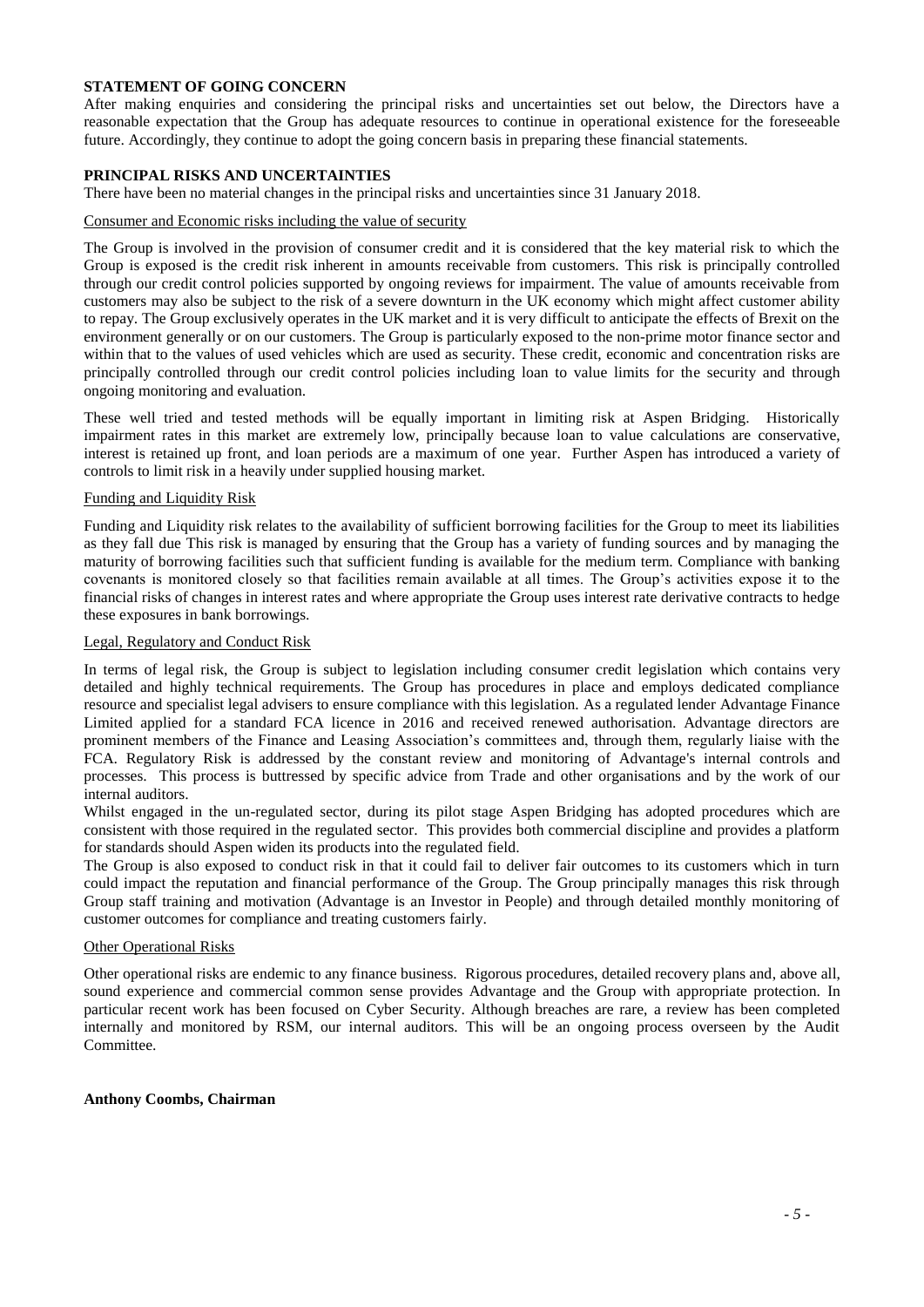## STATEMENT OF GOING CONCERN

After making enquiries and considering the principal risks and uncertainties set out below, the Directors have a reasonable expectation that the Group has adequate resources to continue in operational existence for the foreseeable future. Accordingly, they continue to adopt the going concern basis in preparing these financial statements.

## PRINCIPAL RISKS AND UNCERTAINTIES

There have been no material changes in the principal risks and uncertainties since 31 January 2018.

### Consumer and Economic risks including the value of security

The Group is involved in the provision of consumer credit and it is considered that the key material risk to which the Group is exposed is the credit risk inherent in amounts receivable from customers. This risk is principally controlled through our credit control policies supported by ongoing reviews for impairment. The value of amounts receivable from customers may also be subject to the risk of a severe downturn in the UK economy which might affect customer ability to repay. The Group exclusively operates in the UK market and it is very difficult to anticipate the effects of Brexit on the environment generally or on our customers. The Group is particularly exposed to the non-prime motor finance sector and within that to the values of used vehicles which are used as security. These credit, economic and concentration risks are principally controlled through our credit control policies including loan to value limits for the security and through ongoing monitoring and evaluation.

These well tried and tested methods will be equally important in limiting risk at Aspen Bridging. Historically impairment rates in this market are extremely low, principally because loan to value calculations are conservative, interest is retained up front, and loan periods are a maximum of one year. Further Aspen has introduced a variety of controls to limit risk in a heavily under supplied housing market.

### Funding and Liquidity Risk

Funding and Liquidity risk relates to the availability of sufficient borrowing facilities for the Group to meet its liabilities as they fall due This risk is managed by ensuring that the Group has a variety of funding sources and by managing the maturity of borrowing facilities such that sufficient funding is available for the medium term. Compliance with banking covenants is monitored closely so that facilities remain available at all times. The Group's activities expose it to the financial risks of changes in interest rates and where appropriate the Group uses interest rate derivative contracts to hedge these exposures in bank borrowings.

### Legal, Regulatory and Conduct Risk

In terms of legal risk, the Group is subject to legislation including consumer credit legislation which contains very detailed and highly technical requirements. The Group has procedures in place and employs dedicated compliance resource and specialist legal advisers to ensure compliance with this legislation. As a regulated lender Advantage Finance Limited applied for a standard FCA licence in 2016 and received renewed authorisation. Advantage directors are prominent members of the Finance and Leasing Association's committees and, through them, regularly liaise with the FCA. Regulatory Risk is addressed by the constant review and monitoring of Advantage's internal controls and processes. This process is buttressed by specific advice from Trade and other organisations and by the work of our internal auditors.

Whilst engaged in the un-regulated sector, during its pilot stage Aspen Bridging has adopted procedures which are consistent with those required in the regulated sector. This provides both commercial discipline and provides a platform for standards should Aspen widen its products into the regulated field.

The Group is also exposed to conduct risk in that it could fail to deliver fair outcomes to its customers which in turn could impact the reputation and financial performance of the Group. The Group principally manages this risk through Group staff training and motivation (Advantage is an Investor in People) and through detailed monthly monitoring of customer outcomes for compliance and treating customers fairly.

### Other Operational Risks

Other operational risks are endemic to any finance business. Rigorous procedures, detailed recovery plans and, above all, sound experience and commercial common sense provides Advantage and the Group with appropriate protection. In particular recent work has been focused on Cyber Security. Although breaches are rare, a review has been completed internally and monitored by RSM, our internal auditors. This will be an ongoing process overseen by the Audit Committee.

**Anthony Coombs, Chairman**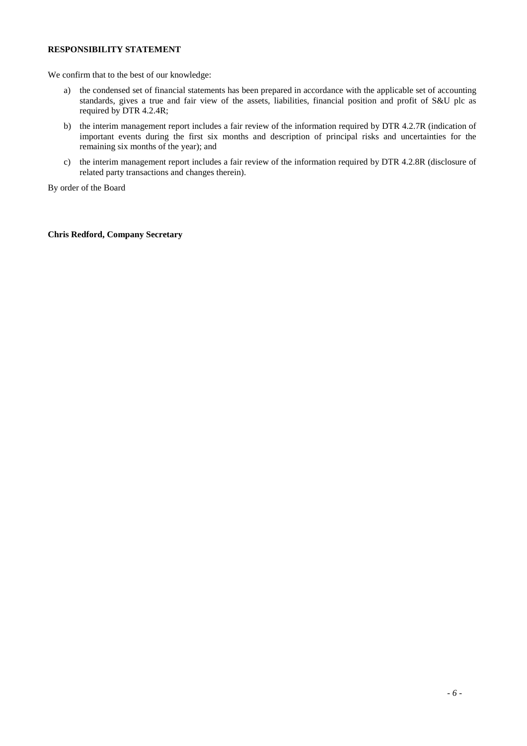**RESPONSIBILITY STATEMENT**

We confirm that to the best of our knowledge:

a) the condensed set of financial statements has been prepared in accordance with the applicable set of accounting standards, gives a true and fair view of the assets, liabilities, financial position and profit of S&U plc as required by DTR 4.2.4R;

b) the interim management report includes a fair review of the information required by DTR 4.2.7R (indication of important events during the first six months and description of principal risks and uncertainties for the remaining six months of the year); and

c) the interim management report includes a fair review of the information required by DTR 4.2.8R (disclosure of related party transactions and changes therein).

By order of the Board

**Chris Redford, Company Secretary**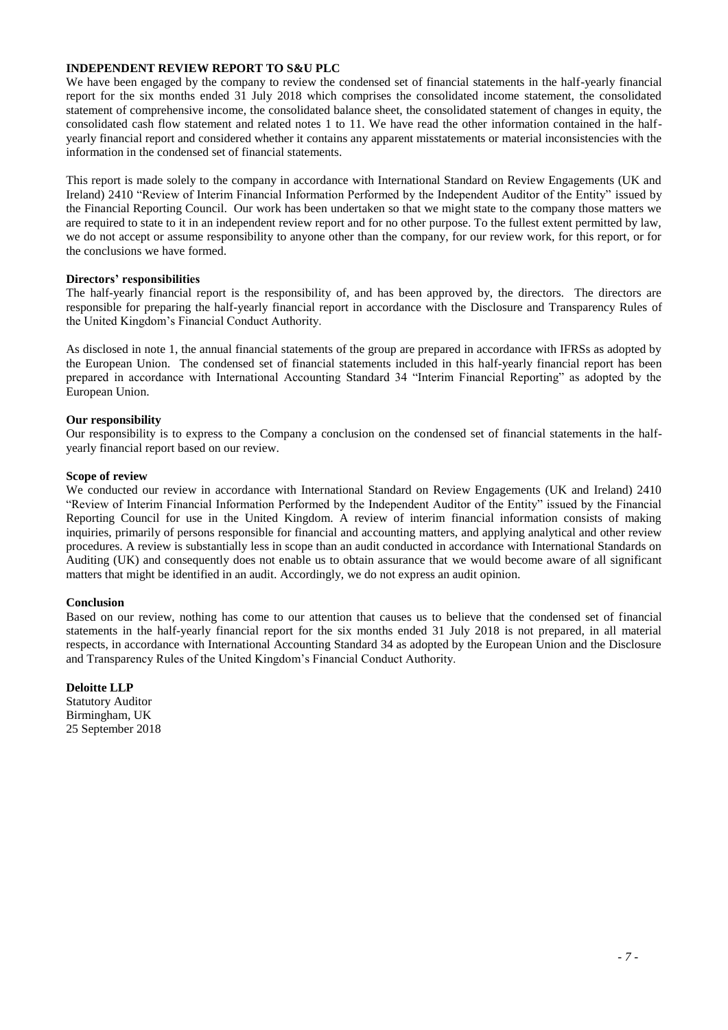## INDEPENDENT REVIEW REPORT TO S&U PLC

We have been engaged by the company to review the condensed set of financial statements in the half-yearly financial report for the six months ended 31 July 2018 which comprises the consolidated income statement, the consolidated statement of comprehensive income, the consolidated balance sheet, the consolidated statement of changes in equity, the consolidated cash flow statement and related notes 1 to 11. We have read the other information contained in the half-yearly financial report and considered whether it contains any apparent misstatements or material inconsistencies with the information in the condensed set of financial statements.

This report is made solely to the company in accordance with International Standard on Review Engagements (UK and Ireland) 2410 "Review of Interim Financial Information Performed by the Independent Auditor of the Entity" issued by the Financial Reporting Council. Our work has been undertaken so that we might state to the company those matters we are required to state to it in an independent review report and for no other purpose. To the fullest extent permitted by law, we do not accept or assume responsibility to anyone other than the company, for our review work, for this report, or for the conclusions we have formed.

### Directors' responsibilities

The half-yearly financial report is the responsibility of, and has been approved by, the directors. The directors are responsible for preparing the half-yearly financial report in accordance with the Disclosure and Transparency Rules of the United Kingdom's Financial Conduct Authority.

As disclosed in note 1, the annual financial statements of the group are prepared in accordance with IFRSs as adopted by the European Union. The condensed set of financial statements included in this half-yearly financial report has been prepared in accordance with International Accounting Standard 34 "Interim Financial Reporting" as adopted by the European Union.

### Our responsibility

Our responsibility is to express to the Company a conclusion on the condensed set of financial statements in the half-yearly financial report based on our review.

### Scope of review

We conducted our review in accordance with International Standard on Review Engagements (UK and Ireland) 2410 "Review of Interim Financial Information Performed by the Independent Auditor of the Entity" issued by the Financial Reporting Council for use in the United Kingdom. A review of interim financial information consists of making inquiries, primarily of persons responsible for financial and accounting matters, and applying analytical and other review procedures. A review is substantially less in scope than an audit conducted in accordance with International Standards on Auditing (UK) and consequently does not enable us to obtain assurance that we would become aware of all significant matters that might be identified in an audit. Accordingly, we do not express an audit opinion.

### Conclusion

Based on our review, nothing has come to our attention that causes us to believe that the condensed set of financial statements in the half-yearly financial report for the six months ended 31 July 2018 is not prepared, in all material respects, in accordance with International Accounting Standard 34 as adopted by the European Union and the Disclosure and Transparency Rules of the United Kingdom's Financial Conduct Authority.

**Deloitte LLP**
Statutory Auditor
Birmingham, UK
25 September 2018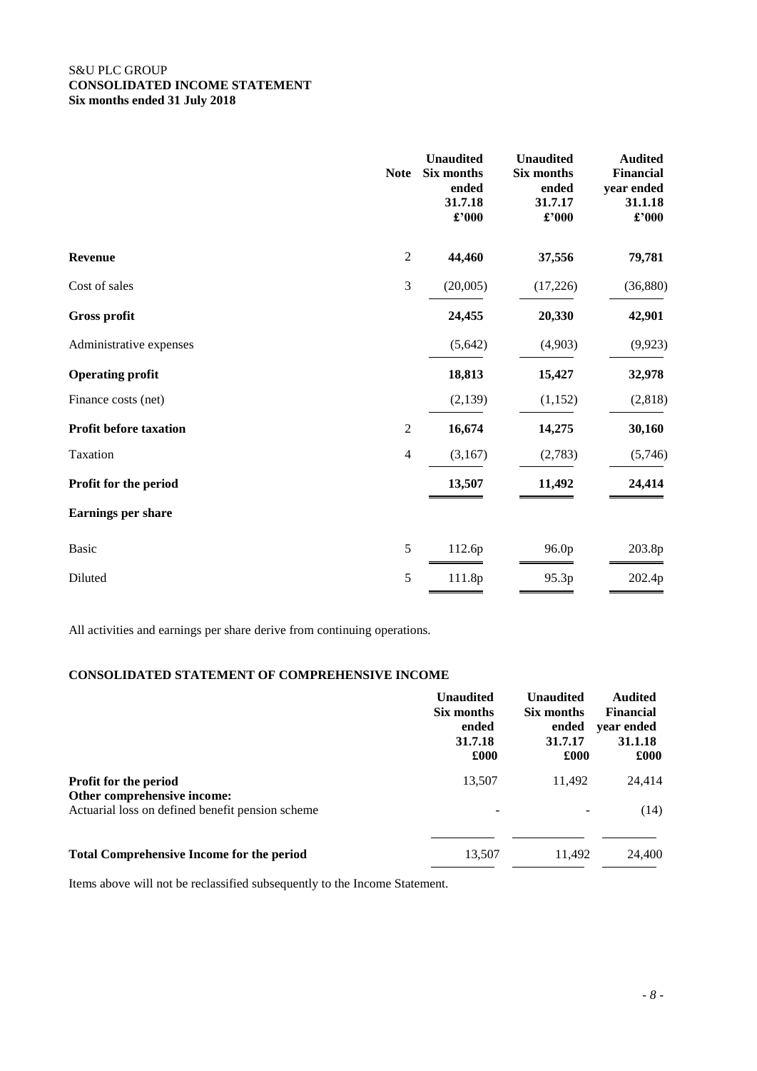S&U PLC GROUP
**CONSOLIDATED INCOME STATEMENT**
**Six months ended 31 July 2018**

| | Note | Unaudited Six months ended 31.7.18 £'000 | Unaudited Six months ended 31.7.17 £'000 | Audited Financial year ended 31.1.18 £'000 |
|---|---|---|---|---|
| **Revenue** | 2 | **44,460** | **37,556** | **79,781** |
| Cost of sales | 3 | (20,005) | (17,226) | (36,880) |
| **Gross profit** | | **24,455** | **20,330** | **42,901** |
| Administrative expenses | | (5,642) | (4,903) | (9,923) |
| **Operating profit** | | **18,813** | **15,427** | **32,978** |
| Finance costs (net) | | (2,139) | (1,152) | (2,818) |
| **Profit before taxation** | 2 | **16,674** | **14,275** | **30,160** |
| Taxation | 4 | (3,167) | (2,783) | (5,746) |
| **Profit for the period** | | **13,507** | **11,492** | **24,414** |
| **Earnings per share** | | | | |
| Basic | 5 | 112.6p | 96.0p | 203.8p |
| Diluted | 5 | 111.8p | 95.3p | 202.4p |

All activities and earnings per share derive from continuing operations.

**CONSOLIDATED STATEMENT OF COMPREHENSIVE INCOME**

| | Unaudited Six months ended 31.7.18 £000 | Unaudited Six months ended 31.7.17 £000 | Audited Financial year ended 31.1.18 £000 |
|---|---|---|---|
| **Profit for the period** | 13,507 | 11,492 | 24,414 |
| **Other comprehensive income:** | | | |
| Actuarial loss on defined benefit pension scheme | - | - | (14) |
| **Total Comprehensive Income for the period** | 13,507 | 11,492 | 24,400 |

Items above will not be reclassified subsequently to the Income Statement.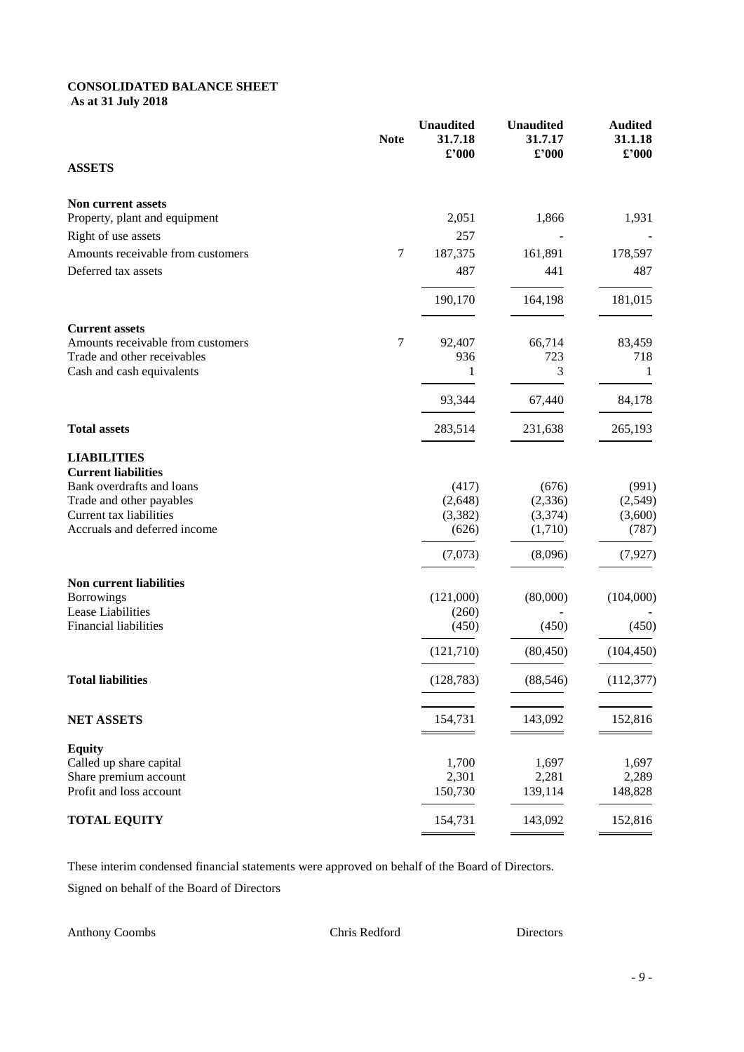**CONSOLIDATED BALANCE SHEET**
**As at 31 July 2018**

| | Note | Unaudited 31.7.18 £'000 | Unaudited 31.7.17 £'000 | Audited 31.1.18 £'000 |
|---|---|---|---|---|
| **ASSETS** | | | | |
| **Non current assets** | | | | |
| Property, plant and equipment | | 2,051 | 1,866 | 1,931 |
| Right of use assets | | 257 | - | - |
| Amounts receivable from customers | 7 | 187,375 | 161,891 | 178,597 |
| Deferred tax assets | | 487 | 441 | 487 |
| | | 190,170 | 164,198 | 181,015 |
| **Current assets** | | | | |
| Amounts receivable from customers | 7 | 92,407 | 66,714 | 83,459 |
| Trade and other receivables | | 936 | 723 | 718 |
| Cash and cash equivalents | | 1 | 3 | 1 |
| | | 93,344 | 67,440 | 84,178 |
| **Total assets** | | 283,514 | 231,638 | 265,193 |
| **LIABILITIES** | | | | |
| **Current liabilities** | | | | |
| Bank overdrafts and loans | | (417) | (676) | (991) |
| Trade and other payables | | (2,648) | (2,336) | (2,549) |
| Current tax liabilities | | (3,382) | (3,374) | (3,600) |
| Accruals and deferred income | | (626) | (1,710) | (787) |
| | | (7,073) | (8,096) | (7,927) |
| **Non current liabilities** | | | | |
| Borrowings | | (121,000) | (80,000) | (104,000) |
| Lease Liabilities | | (260) | - | - |
| Financial liabilities | | (450) | (450) | (450) |
| | | (121,710) | (80,450) | (104,450) |
| **Total liabilities** | | (128,783) | (88,546) | (112,377) |
| **NET ASSETS** | | 154,731 | 143,092 | 152,816 |
| **Equity** | | | | |
| Called up share capital | | 1,700 | 1,697 | 1,697 |
| Share premium account | | 2,301 | 2,281 | 2,289 |
| Profit and loss account | | 150,730 | 139,114 | 148,828 |
| **TOTAL EQUITY** | | 154,731 | 143,092 | 152,816 |

These interim condensed financial statements were approved on behalf of the Board of Directors.

Signed on behalf of the Board of Directors

Anthony Coombs    Chris Redford    Directors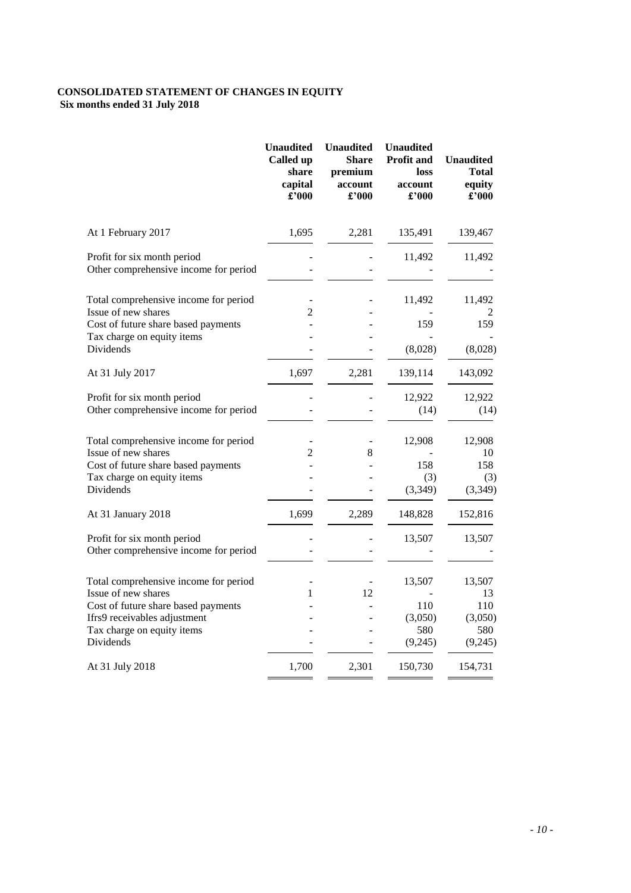**CONSOLIDATED STATEMENT OF CHANGES IN EQUITY**
**Six months ended 31 July 2018**

| | Unaudited Called up share capital £'000 | Unaudited Share premium account £'000 | Unaudited Profit and loss account £'000 | Unaudited Total equity £'000 |
|---|---|---|---|---|
| At 1 February 2017 | 1,695 | 2,281 | 135,491 | 139,467 |
| Profit for six month period | - | - | 11,492 | 11,492 |
| Other comprehensive income for period | - | - | - | - |
| Total comprehensive income for period | - | - | 11,492 | 11,492 |
| Issue of new shares | 2 | - | - | 2 |
| Cost of future share based payments | - | - | 159 | 159 |
| Tax charge on equity items | - | - | - | - |
| Dividends | - | - | (8,028) | (8,028) |
| At 31 July 2017 | 1,697 | 2,281 | 139,114 | 143,092 |
| Profit for six month period | - | - | 12,922 | 12,922 |
| Other comprehensive income for period | - | - | (14) | (14) |
| Total comprehensive income for period | - | - | 12,908 | 12,908 |
| Issue of new shares | 2 | 8 | - | 10 |
| Cost of future share based payments | - | - | 158 | 158 |
| Tax charge on equity items | - | - | (3) | (3) |
| Dividends | - | - | (3,349) | (3,349) |
| At 31 January 2018 | 1,699 | 2,289 | 148,828 | 152,816 |
| Profit for six month period | - | - | 13,507 | 13,507 |
| Other comprehensive income for period | - | - | - | - |
| Total comprehensive income for period | - | - | 13,507 | 13,507 |
| Issue of new shares | 1 | 12 | - | 13 |
| Cost of future share based payments | - | - | 110 | 110 |
| Ifrs9 receivables adjustment | - | - | (3,050) | (3,050) |
| Tax charge on equity items | - | - | 580 | 580 |
| Dividends | - | - | (9,245) | (9,245) |
| At 31 July 2018 | 1,700 | 2,301 | 150,730 | 154,731 |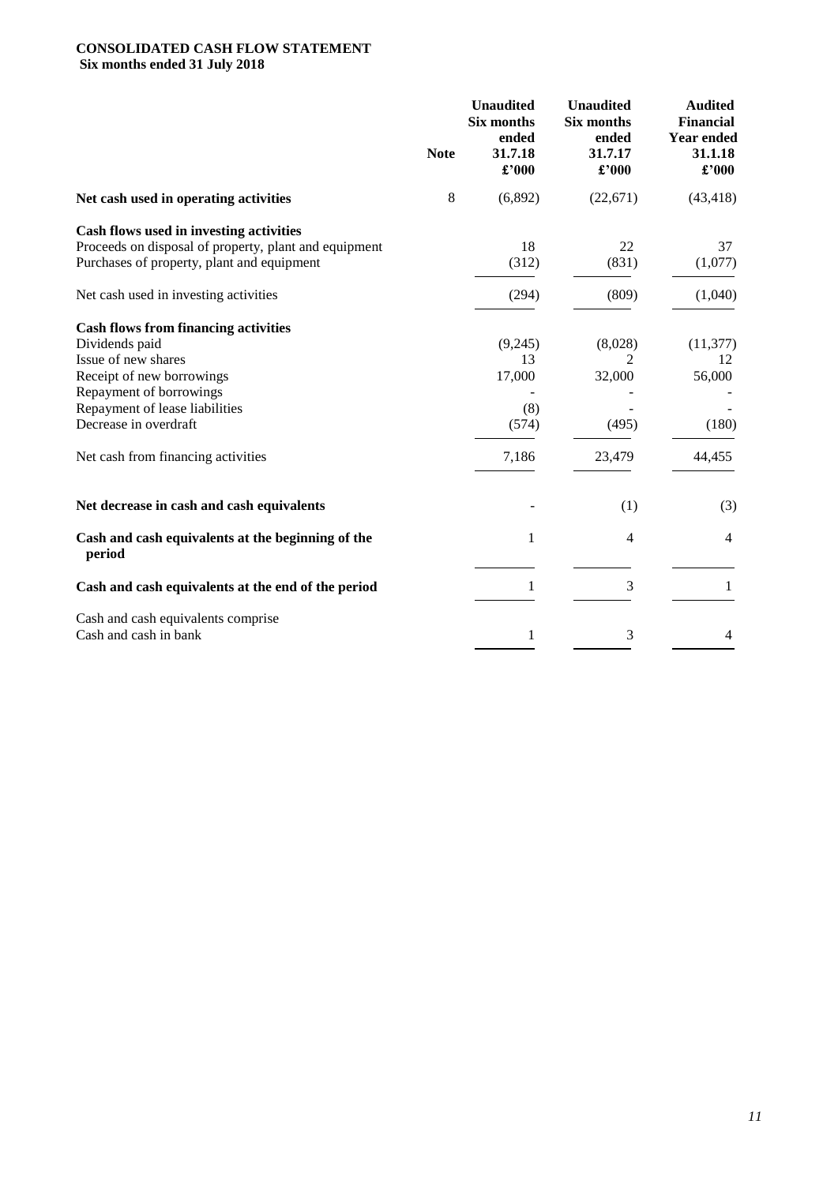**CONSOLIDATED CASH FLOW STATEMENT**
**Six months ended 31 July 2018**

| | Note | Unaudited Six months ended 31.7.18 £'000 | Unaudited Six months ended 31.7.17 £'000 | Audited Financial Year ended 31.1.18 £'000 |
|---|---|---|---|---|
| **Net cash used in operating activities** | 8 | (6,892) | (22,671) | (43,418) |
| **Cash flows used in investing activities** | | | | |
| Proceeds on disposal of property, plant and equipment | | 18 | 22 | 37 |
| Purchases of property, plant and equipment | | (312) | (831) | (1,077) |
| Net cash used in investing activities | | (294) | (809) | (1,040) |
| **Cash flows from financing activities** | | | | |
| Dividends paid | | (9,245) | (8,028) | (11,377) |
| Issue of new shares | | 13 | 2 | 12 |
| Receipt of new borrowings | | 17,000 | 32,000 | 56,000 |
| Repayment of borrowings | | - | - | - |
| Repayment of lease liabilities | | (8) | - | - |
| Decrease in overdraft | | (574) | (495) | (180) |
| Net cash from financing activities | | 7,186 | 23,479 | 44,455 |
| **Net decrease in cash and cash equivalents** | | - | (1) | (3) |
| **Cash and cash equivalents at the beginning of the period** | | 1 | 4 | 4 |
| **Cash and cash equivalents at the end of the period** | | 1 | 3 | 1 |
| Cash and cash equivalents comprise | | | | |
| Cash and cash in bank | | 1 | 3 | 4 |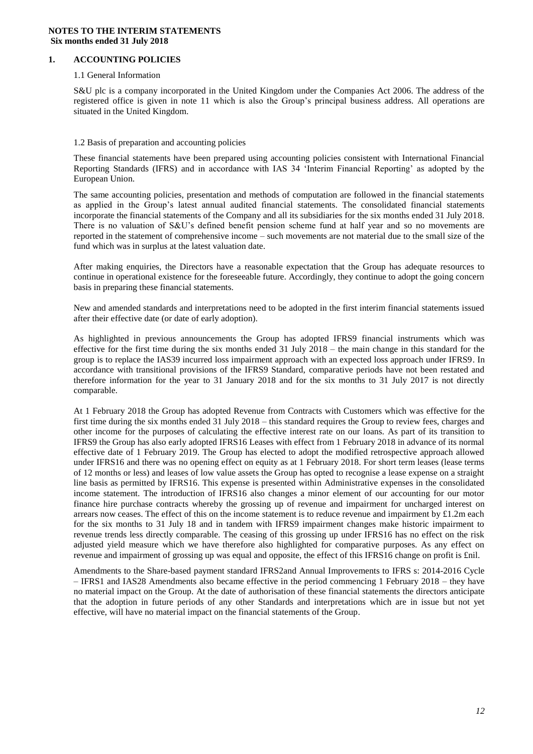**NOTES TO THE INTERIM STATEMENTS**
**Six months ended 31 July 2018**

## 1. ACCOUNTING POLICIES

1.1 General Information

S&U plc is a company incorporated in the United Kingdom under the Companies Act 2006. The address of the registered office is given in note 11 which is also the Group's principal business address. All operations are situated in the United Kingdom.

1.2 Basis of preparation and accounting policies

These financial statements have been prepared using accounting policies consistent with International Financial Reporting Standards (IFRS) and in accordance with IAS 34 'Interim Financial Reporting' as adopted by the European Union.

The same accounting policies, presentation and methods of computation are followed in the financial statements as applied in the Group's latest annual audited financial statements. The consolidated financial statements incorporate the financial statements of the Company and all its subsidiaries for the six months ended 31 July 2018. There is no valuation of S&U's defined benefit pension scheme fund at half year and so no movements are reported in the statement of comprehensive income – such movements are not material due to the small size of the fund which was in surplus at the latest valuation date.

After making enquiries, the Directors have a reasonable expectation that the Group has adequate resources to continue in operational existence for the foreseeable future. Accordingly, they continue to adopt the going concern basis in preparing these financial statements.

New and amended standards and interpretations need to be adopted in the first interim financial statements issued after their effective date (or date of early adoption).

As highlighted in previous announcements the Group has adopted IFRS9 financial instruments which was effective for the first time during the six months ended 31 July 2018 – the main change in this standard for the group is to replace the IAS39 incurred loss impairment approach with an expected loss approach under IFRS9. In accordance with transitional provisions of the IFRS9 Standard, comparative periods have not been restated and therefore information for the year to 31 January 2018 and for the six months to 31 July 2017 is not directly comparable.

At 1 February 2018 the Group has adopted Revenue from Contracts with Customers which was effective for the first time during the six months ended 31 July 2018 – this standard requires the Group to review fees, charges and other income for the purposes of calculating the effective interest rate on our loans. As part of its transition to IFRS9 the Group has also early adopted IFRS16 Leases with effect from 1 February 2018 in advance of its normal effective date of 1 February 2019. The Group has elected to adopt the modified retrospective approach allowed under IFRS16 and there was no opening effect on equity as at 1 February 2018. For short term leases (lease terms of 12 months or less) and leases of low value assets the Group has opted to recognise a lease expense on a straight line basis as permitted by IFRS16. This expense is presented within Administrative expenses in the consolidated income statement. The introduction of IFRS16 also changes a minor element of our accounting for our motor finance hire purchase contracts whereby the grossing up of revenue and impairment for uncharged interest on arrears now ceases. The effect of this on the income statement is to reduce revenue and impairment by £1.2m each for the six months to 31 July 18 and in tandem with IFRS9 impairment changes make historic impairment to revenue trends less directly comparable. The ceasing of this grossing up under IFRS16 has no effect on the risk adjusted yield measure which we have therefore also highlighted for comparative purposes. As any effect on revenue and impairment of grossing up was equal and opposite, the effect of this IFRS16 change on profit is £nil.

Amendments to the Share-based payment standard IFRS2and Annual Improvements to IFRS s: 2014-2016 Cycle – IFRS1 and IAS28 Amendments also became effective in the period commencing 1 February 2018 – they have no material impact on the Group. At the date of authorisation of these financial statements the directors anticipate that the adoption in future periods of any other Standards and interpretations which are in issue but not yet effective, will have no material impact on the financial statements of the Group.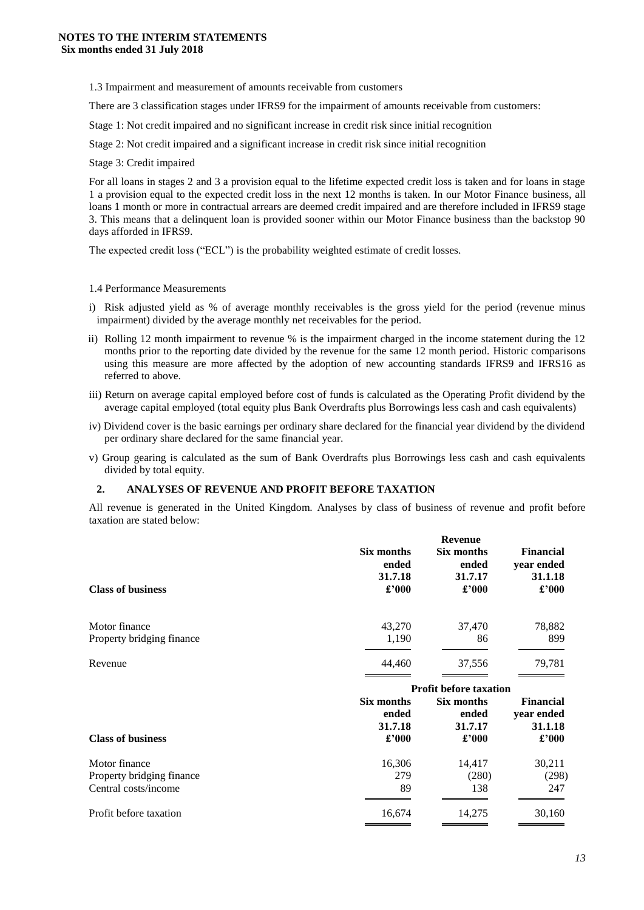**NOTES TO THE INTERIM STATEMENTS**
**Six months ended 31 July 2018**

1.3 Impairment and measurement of amounts receivable from customers

There are 3 classification stages under IFRS9 for the impairment of amounts receivable from customers:

Stage 1: Not credit impaired and no significant increase in credit risk since initial recognition

Stage 2: Not credit impaired and a significant increase in credit risk since initial recognition

Stage 3: Credit impaired

For all loans in stages 2 and 3 a provision equal to the lifetime expected credit loss is taken and for loans in stage 1 a provision equal to the expected credit loss in the next 12 months is taken. In our Motor Finance business, all loans 1 month or more in contractual arrears are deemed credit impaired and are therefore included in IFRS9 stage 3. This means that a delinquent loan is provided sooner within our Motor Finance business than the backstop 90 days afforded in IFRS9.

The expected credit loss ("ECL") is the probability weighted estimate of credit losses.

1.4 Performance Measurements

i) Risk adjusted yield as % of average monthly receivables is the gross yield for the period (revenue minus impairment) divided by the average monthly net receivables for the period.

ii) Rolling 12 month impairment to revenue % is the impairment charged in the income statement during the 12 months prior to the reporting date divided by the revenue for the same 12 month period. Historic comparisons using this measure are more affected by the adoption of new accounting standards IFRS9 and IFRS16 as referred to above.

iii) Return on average capital employed before cost of funds is calculated as the Operating Profit dividend by the average capital employed (total equity plus Bank Overdrafts plus Borrowings less cash and cash equivalents)

iv) Dividend cover is the basic earnings per ordinary share declared for the financial year dividend by the dividend per ordinary share declared for the same financial year.

v) Group gearing is calculated as the sum of Bank Overdrafts plus Borrowings less cash and cash equivalents divided by total equity.

## 2. ANALYSES OF REVENUE AND PROFIT BEFORE TAXATION

All revenue is generated in the United Kingdom. Analyses by class of business of revenue and profit before taxation are stated below:

| | Revenue | | |
|---|---|---|---|
| **Class of business** | **Six months ended 31.7.18 £'000** | **Six months ended 31.7.17 £'000** | **Financial year ended 31.1.18 £'000** |
| Motor finance | 43,270 | 37,470 | 78,882 |
| Property bridging finance | 1,190 | 86 | 899 |
| Revenue | 44,460 | 37,556 | 79,781 |

| | Profit before taxation | | |
|---|---|---|---|
| **Class of business** | **Six months ended 31.7.18 £'000** | **Six months ended 31.7.17 £'000** | **Financial year ended 31.1.18 £'000** |
| Motor finance | 16,306 | 14,417 | 30,211 |
| Property bridging finance | 279 | (280) | (298) |
| Central costs/income | 89 | 138 | 247 |
| Profit before taxation | 16,674 | 14,275 | 30,160 |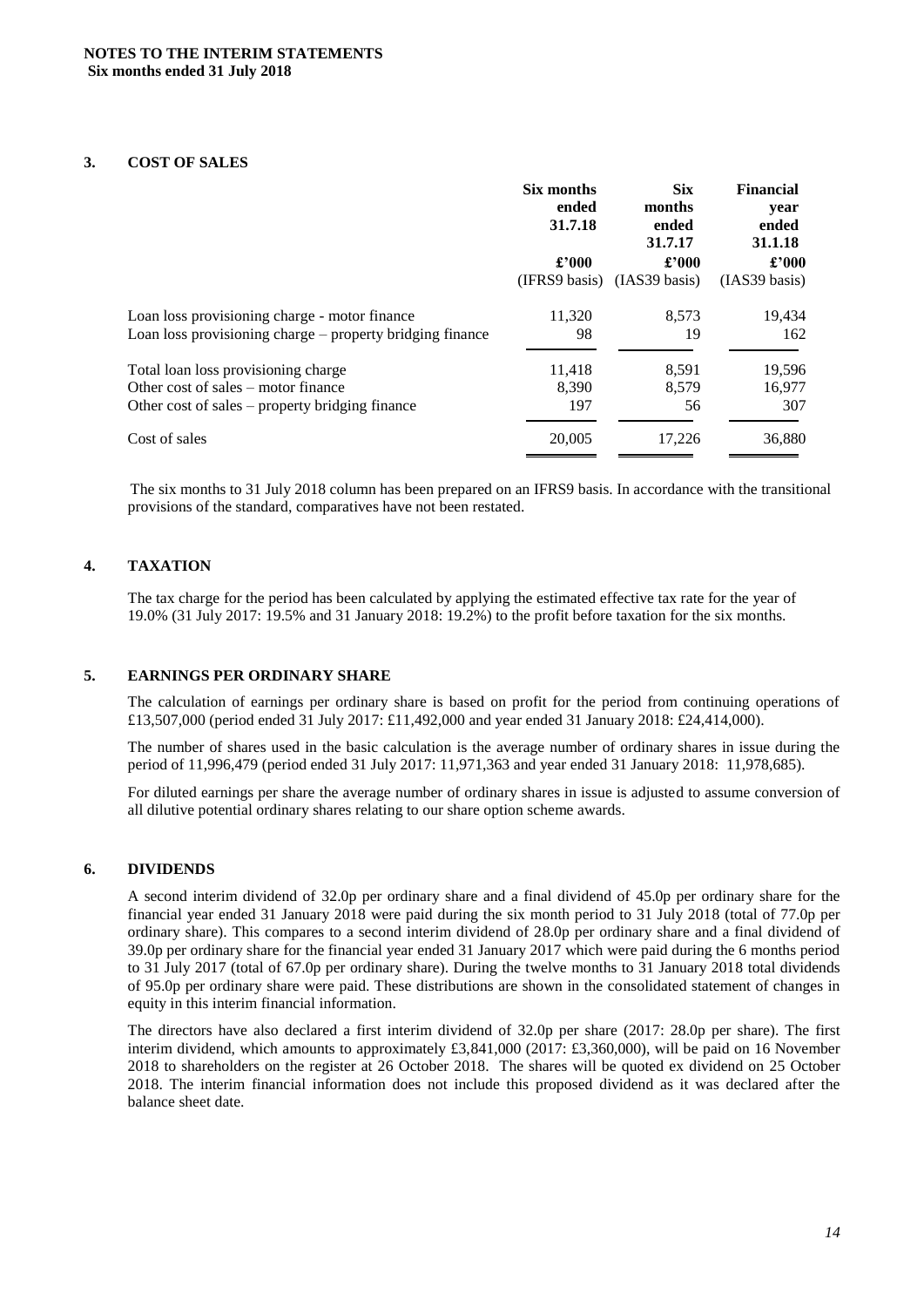**NOTES TO THE INTERIM STATEMENTS**
**Six months ended 31 July 2018**

## 3. COST OF SALES

| | Six months ended 31.7.18 | Six months ended 31.7.17 | Financial year ended 31.1.18 |
|---|---|---|---|
| | £'000 | £'000 | £'000 |
| | (IFRS9 basis) | (IAS39 basis) | (IAS39 basis) |
| Loan loss provisioning charge - motor finance | 11,320 | 8,573 | 19,434 |
| Loan loss provisioning charge – property bridging finance | 98 | 19 | 162 |
| Total loan loss provisioning charge | 11,418 | 8,591 | 19,596 |
| Other cost of sales – motor finance | 8,390 | 8,579 | 16,977 |
| Other cost of sales – property bridging finance | 197 | 56 | 307 |
| Cost of sales | 20,005 | 17,226 | 36,880 |

The six months to 31 July 2018 column has been prepared on an IFRS9 basis. In accordance with the transitional provisions of the standard, comparatives have not been restated.

## 4. TAXATION

The tax charge for the period has been calculated by applying the estimated effective tax rate for the year of 19.0% (31 July 2017: 19.5% and 31 January 2018: 19.2%) to the profit before taxation for the six months.

## 5. EARNINGS PER ORDINARY SHARE

The calculation of earnings per ordinary share is based on profit for the period from continuing operations of £13,507,000 (period ended 31 July 2017: £11,492,000 and year ended 31 January 2018: £24,414,000).

The number of shares used in the basic calculation is the average number of ordinary shares in issue during the period of 11,996,479 (period ended 31 July 2017: 11,971,363 and year ended 31 January 2018: 11,978,685).

For diluted earnings per share the average number of ordinary shares in issue is adjusted to assume conversion of all dilutive potential ordinary shares relating to our share option scheme awards.

## 6. DIVIDENDS

A second interim dividend of 32.0p per ordinary share and a final dividend of 45.0p per ordinary share for the financial year ended 31 January 2018 were paid during the six month period to 31 July 2018 (total of 77.0p per ordinary share). This compares to a second interim dividend of 28.0p per ordinary share and a final dividend of 39.0p per ordinary share for the financial year ended 31 January 2017 which were paid during the 6 months period to 31 July 2017 (total of 67.0p per ordinary share). During the twelve months to 31 January 2018 total dividends of 95.0p per ordinary share were paid. These distributions are shown in the consolidated statement of changes in equity in this interim financial information.

The directors have also declared a first interim dividend of 32.0p per share (2017: 28.0p per share). The first interim dividend, which amounts to approximately £3,841,000 (2017: £3,360,000), will be paid on 16 November 2018 to shareholders on the register at 26 October 2018. The shares will be quoted ex dividend on 25 October 2018. The interim financial information does not include this proposed dividend as it was declared after the balance sheet date.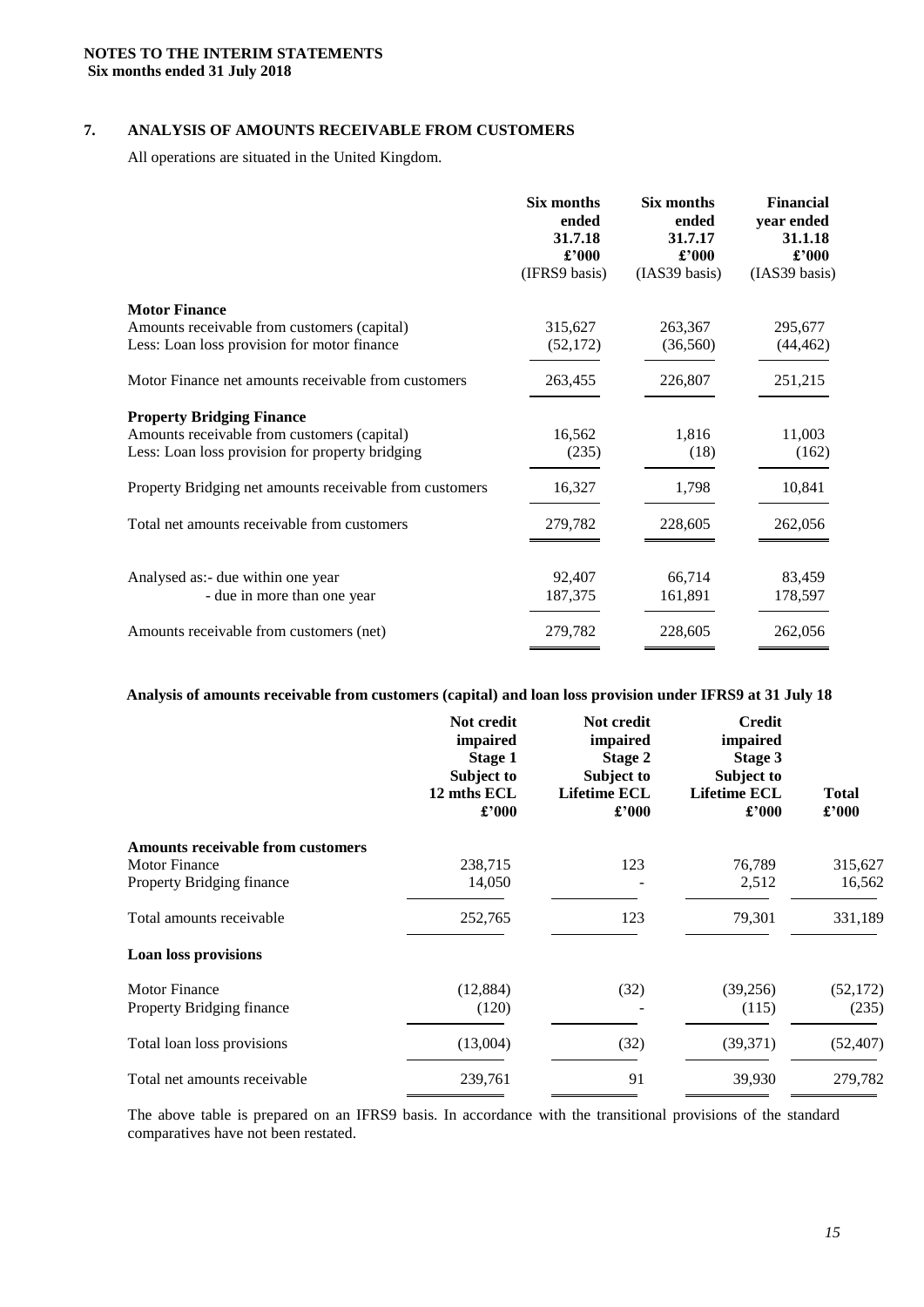**NOTES TO THE INTERIM STATEMENTS**
**Six months ended 31 July 2018**

## 7. ANALYSIS OF AMOUNTS RECEIVABLE FROM CUSTOMERS

All operations are situated in the United Kingdom.

| | Six months ended 31.7.18 £'000 (IFRS9 basis) | Six months ended 31.7.17 £'000 (IAS39 basis) | Financial year ended 31.1.18 £'000 (IAS39 basis) |
|---|---|---|---|
| **Motor Finance** | | | |
| Amounts receivable from customers (capital) | 315,627 | 263,367 | 295,677 |
| Less: Loan loss provision for motor finance | (52,172) | (36,560) | (44,462) |
| Motor Finance net amounts receivable from customers | 263,455 | 226,807 | 251,215 |
| **Property Bridging Finance** | | | |
| Amounts receivable from customers (capital) | 16,562 | 1,816 | 11,003 |
| Less: Loan loss provision for property bridging | (235) | (18) | (162) |
| Property Bridging net amounts receivable from customers | 16,327 | 1,798 | 10,841 |
| Total net amounts receivable from customers | 279,782 | 228,605 | 262,056 |
| Analysed as:- due within one year | 92,407 | 66,714 | 83,459 |
| - due in more than one year | 187,375 | 161,891 | 178,597 |
| Amounts receivable from customers (net) | 279,782 | 228,605 | 262,056 |

**Analysis of amounts receivable from customers (capital) and loan loss provision under IFRS9 at 31 July 18**

| | Not credit impaired Stage 1 Subject to 12 mths ECL £'000 | Not credit impaired Stage 2 Subject to Lifetime ECL £'000 | Credit impaired Stage 3 Subject to Lifetime ECL £'000 | Total £'000 |
|---|---|---|---|---|
| **Amounts receivable from customers** | | | | |
| Motor Finance | 238,715 | 123 | 76,789 | 315,627 |
| Property Bridging finance | 14,050 | - | 2,512 | 16,562 |
| Total amounts receivable | 252,765 | 123 | 79,301 | 331,189 |
| **Loan loss provisions** | | | | |
| Motor Finance | (12,884) | (32) | (39,256) | (52,172) |
| Property Bridging finance | (120) | - | (115) | (235) |
| Total loan loss provisions | (13,004) | (32) | (39,371) | (52,407) |
| Total net amounts receivable | 239,761 | 91 | 39,930 | 279,782 |

The above table is prepared on an IFRS9 basis. In accordance with the transitional provisions of the standard comparatives have not been restated.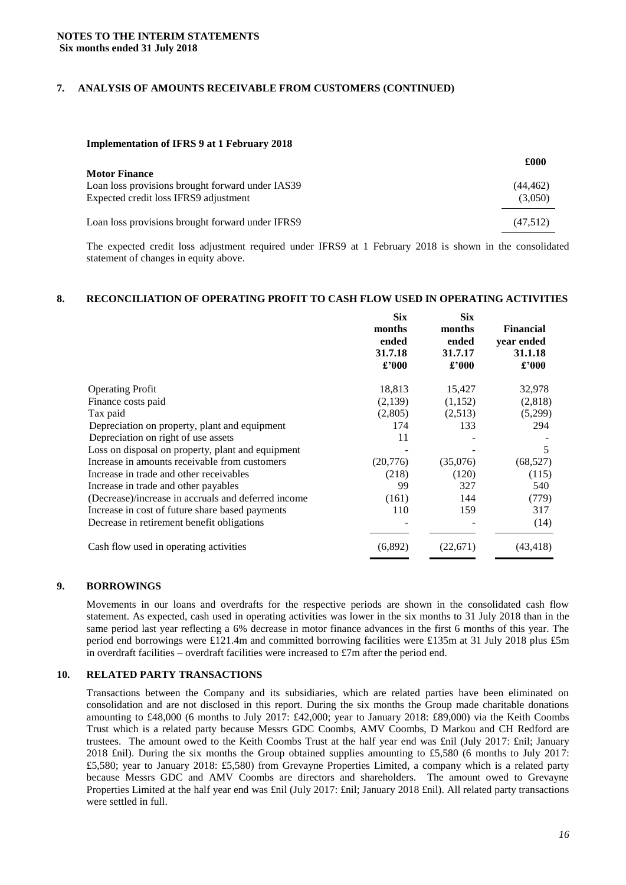**NOTES TO THE INTERIM STATEMENTS**
**Six months ended 31 July 2018**

## 7. ANALYSIS OF AMOUNTS RECEIVABLE FROM CUSTOMERS (CONTINUED)

**Implementation of IFRS 9 at 1 February 2018**

| | £000 |
|---|---|
| **Motor Finance** | |
| Loan loss provisions brought forward under IAS39 | (44,462) |
| Expected credit loss IFRS9 adjustment | (3,050) |
| Loan loss provisions brought forward under IFRS9 | (47,512) |

The expected credit loss adjustment required under IFRS9 at 1 February 2018 is shown in the consolidated statement of changes in equity above.

## 8. RECONCILIATION OF OPERATING PROFIT TO CASH FLOW USED IN OPERATING ACTIVITIES

| | Six months ended 31.7.18 £'000 | Six months ended 31.7.17 £'000 | Financial year ended 31.1.18 £'000 |
|---|---|---|---|
| Operating Profit | 18,813 | 15,427 | 32,978 |
| Finance costs paid | (2,139) | (1,152) | (2,818) |
| Tax paid | (2,805) | (2,513) | (5,299) |
| Depreciation on property, plant and equipment | 174 | 133 | 294 |
| Depreciation on right of use assets | 11 | - | - |
| Loss on disposal on property, plant and equipment | - | - | 5 |
| Increase in amounts receivable from customers | (20,776) | (35,076) | (68,527) |
| Increase in trade and other receivables | (218) | (120) | (115) |
| Increase in trade and other payables | 99 | 327 | 540 |
| (Decrease)/increase in accruals and deferred income | (161) | 144 | (779) |
| Increase in cost of future share based payments | 110 | 159 | 317 |
| Decrease in retirement benefit obligations | - | - | (14) |
| Cash flow used in operating activities | (6,892) | (22,671) | (43,418) |

## 9. BORROWINGS

Movements in our loans and overdrafts for the respective periods are shown in the consolidated cash flow statement. As expected, cash used in operating activities was lower in the six months to 31 July 2018 than in the same period last year reflecting a 6% decrease in motor finance advances in the first 6 months of this year. The period end borrowings were £121.4m and committed borrowing facilities were £135m at 31 July 2018 plus £5m in overdraft facilities – overdraft facilities were increased to £7m after the period end.

## 10. RELATED PARTY TRANSACTIONS

Transactions between the Company and its subsidiaries, which are related parties have been eliminated on consolidation and are not disclosed in this report. During the six months the Group made charitable donations amounting to £48,000 (6 months to July 2017: £42,000; year to January 2018: £89,000) via the Keith Coombs Trust which is a related party because Messrs GDC Coombs, AMV Coombs, D Markou and CH Redford are trustees. The amount owed to the Keith Coombs Trust at the half year end was £nil (July 2017: £nil; January 2018 £nil). During the six months the Group obtained supplies amounting to £5,580 (6 months to July 2017: £5,580; year to January 2018: £5,580) from Grevayne Properties Limited, a company which is a related party because Messrs GDC and AMV Coombs are directors and shareholders. The amount owed to Grevayne Properties Limited at the half year end was £nil (July 2017: £nil; January 2018 £nil). All related party transactions were settled in full.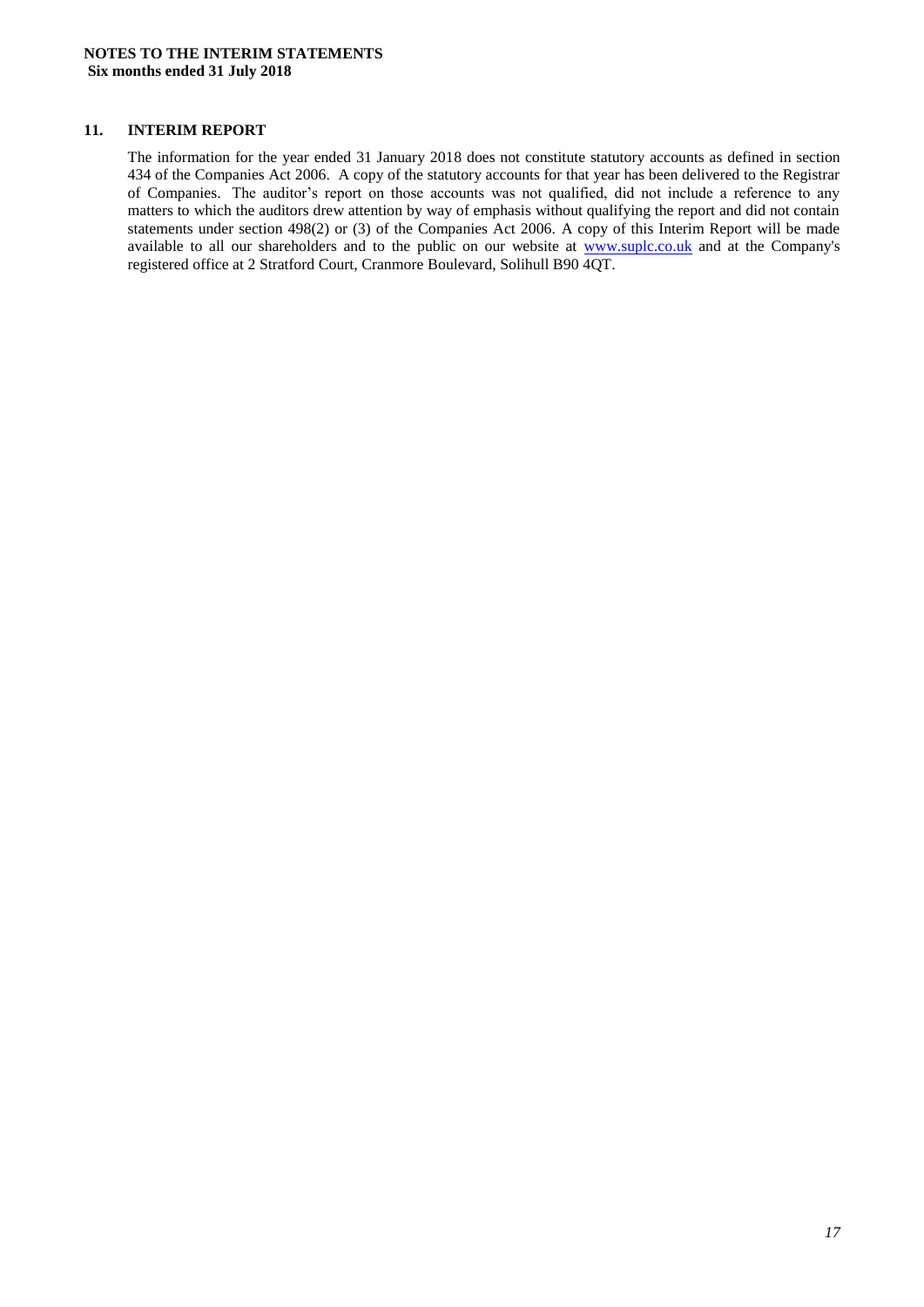**NOTES TO THE INTERIM STATEMENTS**
**Six months ended 31 July 2018**

## 11. INTERIM REPORT

The information for the year ended 31 January 2018 does not constitute statutory accounts as defined in section 434 of the Companies Act 2006. A copy of the statutory accounts for that year has been delivered to the Registrar of Companies. The auditor's report on those accounts was not qualified, did not include a reference to any matters to which the auditors drew attention by way of emphasis without qualifying the report and did not contain statements under section 498(2) or (3) of the Companies Act 2006. A copy of this Interim Report will be made available to all our shareholders and to the public on our website at www.suplc.co.uk and at the Company's registered office at 2 Stratford Court, Cranmore Boulevard, Solihull B90 4QT.